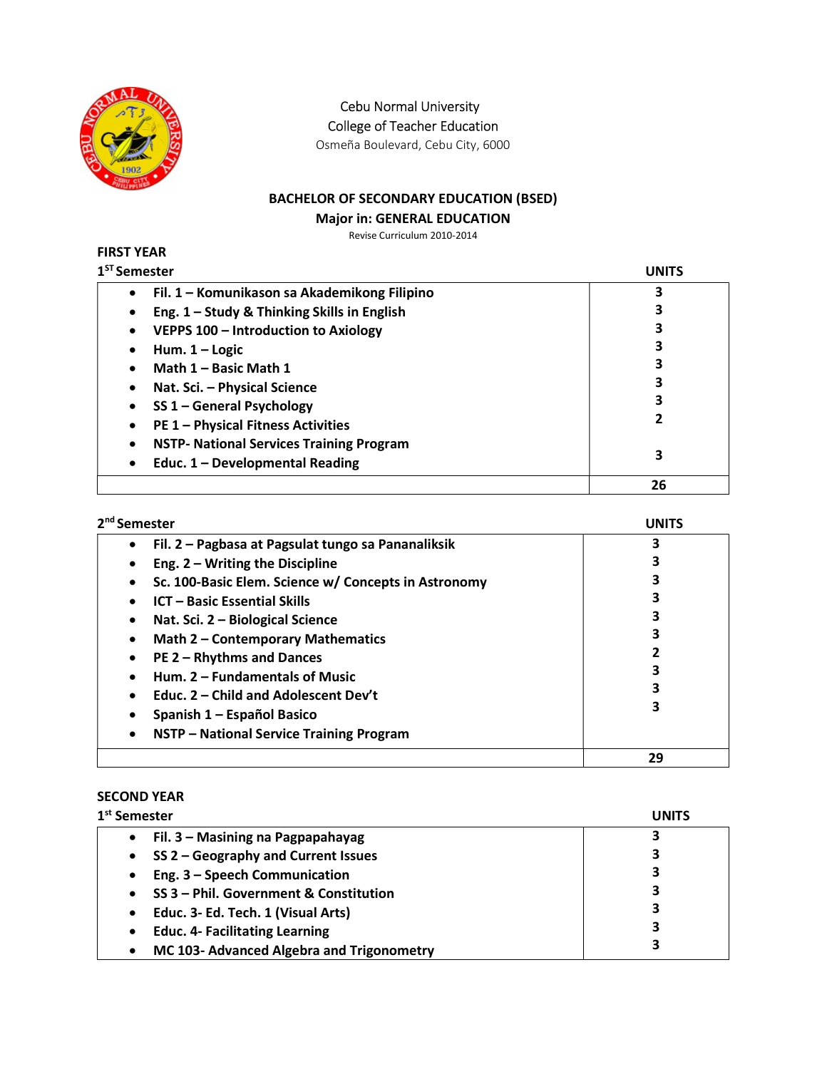Cebu Normal University
College of Teacher Education
Osmeña Boulevard, Cebu City, 6000

## BACHELOR OF SECONDARY EDUCATION (BSED)

### Major in: GENERAL EDUCATION

Revise Curriculum 2010-2014

**FIRST YEAR**

**1ST Semester**

| | UNITS |
|---|---|
| • Fil. 1 – Komunikason sa Akademikong Filipino | 3 |
| • Eng. 1 – Study & Thinking Skills in English | 3 |
| • VEPPS 100 – Introduction to Axiology | 3 |
| • Hum. 1 – Logic | 3 |
| • Math 1 – Basic Math 1 | 3 |
| • Nat. Sci. – Physical Science | 3 |
| • SS 1 – General Psychology | 3 |
| • PE 1 – Physical Fitness Activities | 2 |
| • NSTP- National Services Training Program | |
| • Educ. 1 – Developmental Reading | 3 |
| | **26** |

**2nd Semester**

| | UNITS |
|---|---|
| • Fil. 2 – Pagbasa at Pagsulat tungo sa Pananaliksik | 3 |
| • Eng. 2 – Writing the Discipline | 3 |
| • Sc. 100-Basic Elem. Science w/ Concepts in Astronomy | 3 |
| • ICT – Basic Essential Skills | 3 |
| • Nat. Sci. 2 – Biological Science | 3 |
| • Math 2 – Contemporary Mathematics | 3 |
| • PE 2 – Rhythms and Dances | 2 |
| • Hum. 2 – Fundamentals of Music | 3 |
| • Educ. 2 – Child and Adolescent Dev't | 3 |
| • Spanish 1 – Español Basico | 3 |
| • NSTP – National Service Training Program | |
| | **29** |

**SECOND YEAR**

**1st Semester**

| | UNITS |
|---|---|
| • Fil. 3 – Masining na Pagpapahayag | 3 |
| • SS 2 – Geography and Current Issues | 3 |
| • Eng. 3 – Speech Communication | 3 |
| • SS 3 – Phil. Government & Constitution | 3 |
| • Educ. 3- Ed. Tech. 1 (Visual Arts) | 3 |
| • Educ. 4- Facilitating Learning | 3 |
| • MC 103- Advanced Algebra and Trigonometry | 3 |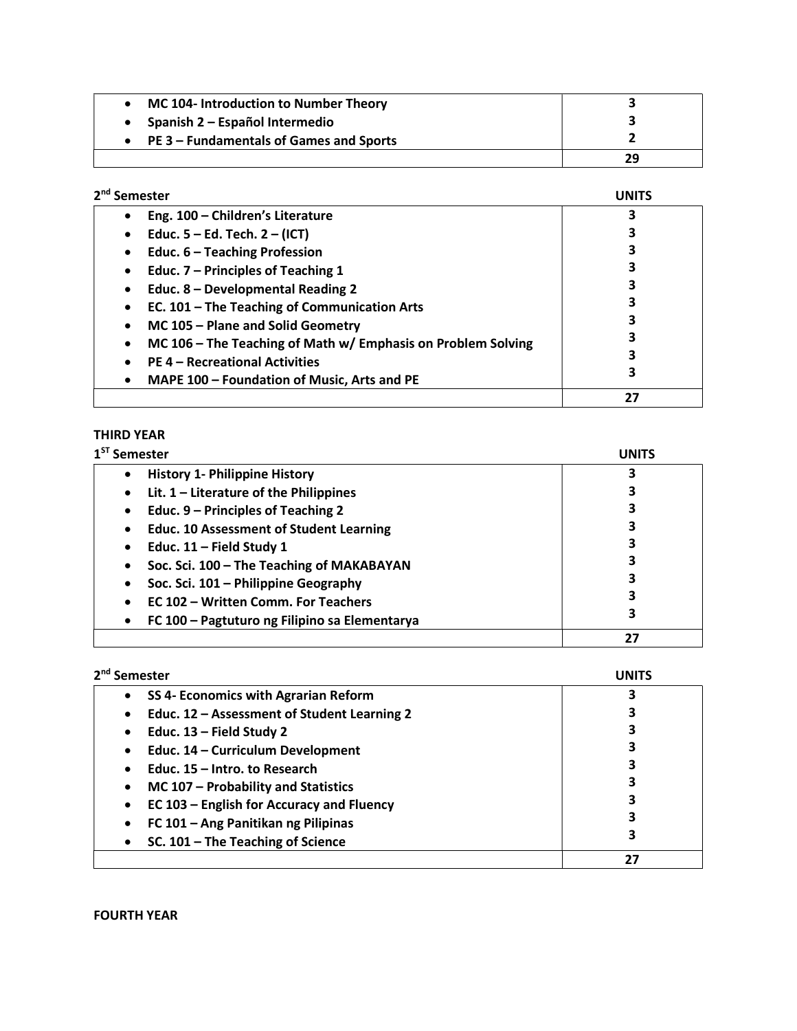| | |
|---|---|
| MC 104- Introduction to Number Theory | 3 |
| Spanish 2 – Español Intermedio | 3 |
| PE 3 – Fundamentals of Games and Sports | 2 |
| | 29 |

**2nd Semester**

| | UNITS |
|---|---|
| Eng. 100 – Children's Literature | 3 |
| Educ. 5 – Ed. Tech. 2 – (ICT) | 3 |
| Educ. 6 – Teaching Profession | 3 |
| Educ. 7 – Principles of Teaching 1 | 3 |
| Educ. 8 – Developmental Reading 2 | 3 |
| EC. 101 – The Teaching of Communication Arts | 3 |
| MC 105 – Plane and Solid Geometry | 3 |
| MC 106 – The Teaching of Math w/ Emphasis on Problem Solving | 3 |
| PE 4 – Recreational Activities | 3 |
| MAPE 100 – Foundation of Music, Arts and PE | 3 |
| | 27 |

**THIRD YEAR**

**1ST Semester**

| | UNITS |
|---|---|
| History 1- Philippine History | 3 |
| Lit. 1 – Literature of the Philippines | 3 |
| Educ. 9 – Principles of Teaching 2 | 3 |
| Educ. 10 Assessment of Student Learning | 3 |
| Educ. 11 – Field Study 1 | 3 |
| Soc. Sci. 100 – The Teaching of MAKABAYAN | 3 |
| Soc. Sci. 101 – Philippine Geography | 3 |
| EC 102 – Written Comm. For Teachers | 3 |
| FC 100 – Pagtuturo ng Filipino sa Elementarya | 3 |
| | 27 |

**2nd Semester**

| | UNITS |
|---|---|
| SS 4- Economics with Agrarian Reform | 3 |
| Educ. 12 – Assessment of Student Learning 2 | 3 |
| Educ. 13 – Field Study 2 | 3 |
| Educ. 14 – Curriculum Development | 3 |
| Educ. 15 – Intro. to Research | 3 |
| MC 107 – Probability and Statistics | 3 |
| EC 103 – English for Accuracy and Fluency | 3 |
| FC 101 – Ang Panitikan ng Pilipinas | 3 |
| SC. 101 – The Teaching of Science | 3 |
| | 27 |

**FOURTH YEAR**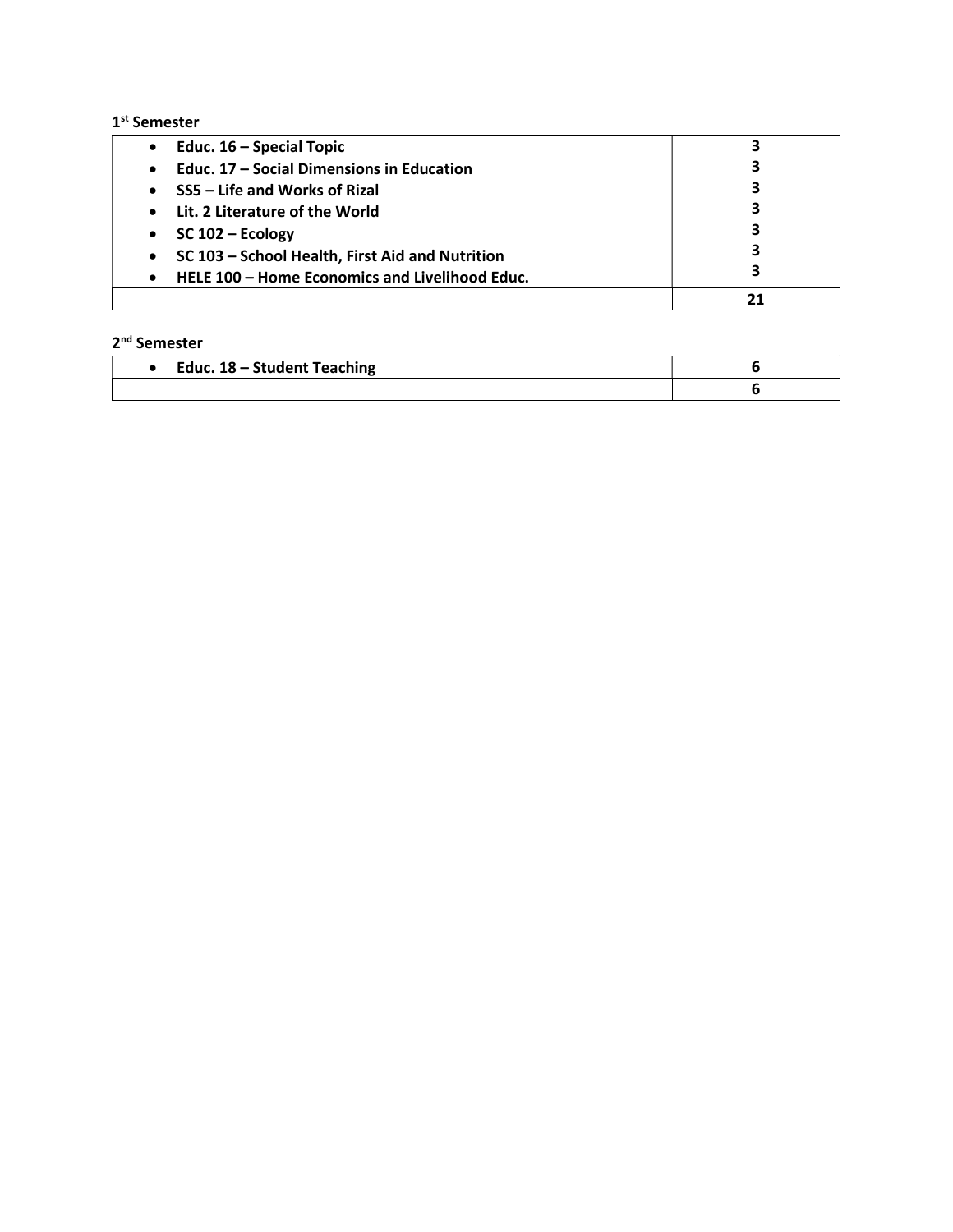**1st Semester**

| | |
|---|---|
| • **Educ. 16 – Special Topic** | **3** |
| • **Educ. 17 – Social Dimensions in Education** | **3** |
| • **SS5 – Life and Works of Rizal** | **3** |
| • **Lit. 2 Literature of the World** | **3** |
| • **SC 102 – Ecology** | **3** |
| • **SC 103 – School Health, First Aid and Nutrition** | **3** |
| • **HELE 100 – Home Economics and Livelihood Educ.** | **3** |
| | **21** |

**2nd Semester**

| | |
|---|---|
| • **Educ. 18 – Student Teaching** | **6** |
| | **6** |